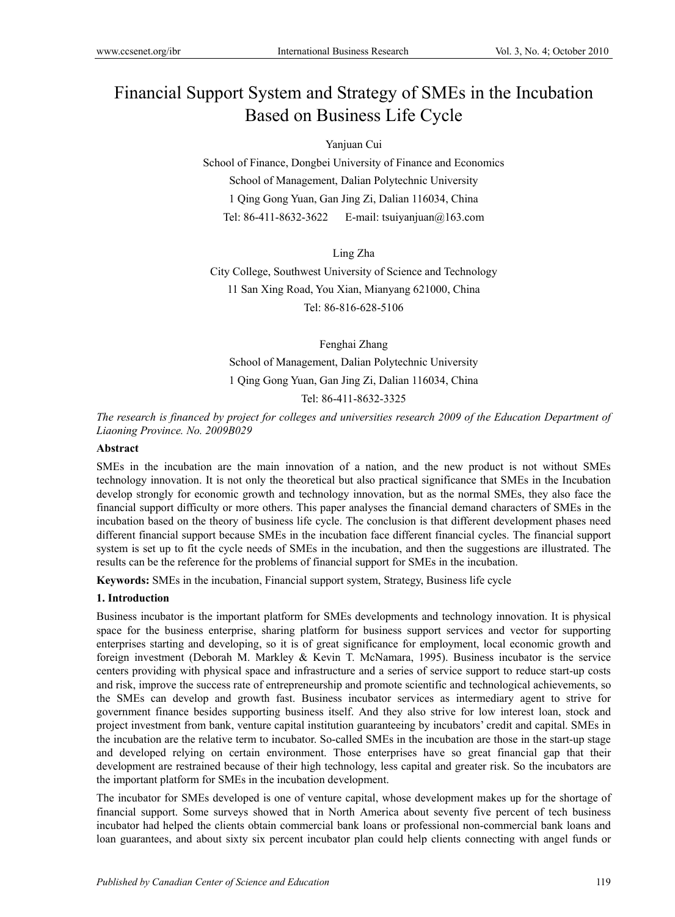# Financial Support System and Strategy of SMEs in the Incubation Based on Business Life Cycle

Yanjuan Cui

School of Finance, Dongbei University of Finance and Economics

School of Management, Dalian Polytechnic University

1 Qing Gong Yuan, Gan Jing Zi, Dalian 116034, China

Tel: 86-411-8632-3622 E-mail: tsuiyanjuan@163.com

Ling Zha

City College, Southwest University of Science and Technology

11 San Xing Road, You Xian, Mianyang 621000, China

Tel: 86-816-628-5106

Fenghai Zhang

School of Management, Dalian Polytechnic University

1 Qing Gong Yuan, Gan Jing Zi, Dalian 116034, China

Tel: 86-411-8632-3325

*The research is financed by project for colleges and universities research 2009 of the Education Department of Liaoning Province. No. 2009B029*

**Abstract**

SMEs in the incubation are the main innovation of a nation, and the new product is not without SMEs technology innovation. It is not only the theoretical but also practical significance that SMEs in the Incubation develop strongly for economic growth and technology innovation, but as the normal SMEs, they also face the financial support difficulty or more others. This paper analyses the financial demand characters of SMEs in the incubation based on the theory of business life cycle. The conclusion is that different development phases need different financial support because SMEs in the incubation face different financial cycles. The financial support system is set up to fit the cycle needs of SMEs in the incubation, and then the suggestions are illustrated. The results can be the reference for the problems of financial support for SMEs in the incubation.

**Keywords:** SMEs in the incubation, Financial support system, Strategy, Business life cycle

## 1. Introduction

Business incubator is the important platform for SMEs developments and technology innovation. It is physical space for the business enterprise, sharing platform for business support services and vector for supporting enterprises starting and developing, so it is of great significance for employment, local economic growth and foreign investment (Deborah M. Markley & Kevin T. McNamara, 1995). Business incubator is the service centers providing with physical space and infrastructure and a series of service support to reduce start-up costs and risk, improve the success rate of entrepreneurship and promote scientific and technological achievements, so the SMEs can develop and growth fast. Business incubator services as intermediary agent to strive for government finance besides supporting business itself. And they also strive for low interest loan, stock and project investment from bank, venture capital institution guaranteeing by incubators' credit and capital. SMEs in the incubation are the relative term to incubator. So-called SMEs in the incubation are those in the start-up stage and developed relying on certain environment. Those enterprises have so great financial gap that their development are restrained because of their high technology, less capital and greater risk. So the incubators are the important platform for SMEs in the incubation development.

The incubator for SMEs developed is one of venture capital, whose development makes up for the shortage of financial support. Some surveys showed that in North America about seventy five percent of tech business incubator had helped the clients obtain commercial bank loans or professional non-commercial bank loans and loan guarantees, and about sixty six percent incubator plan could help clients connecting with angel funds or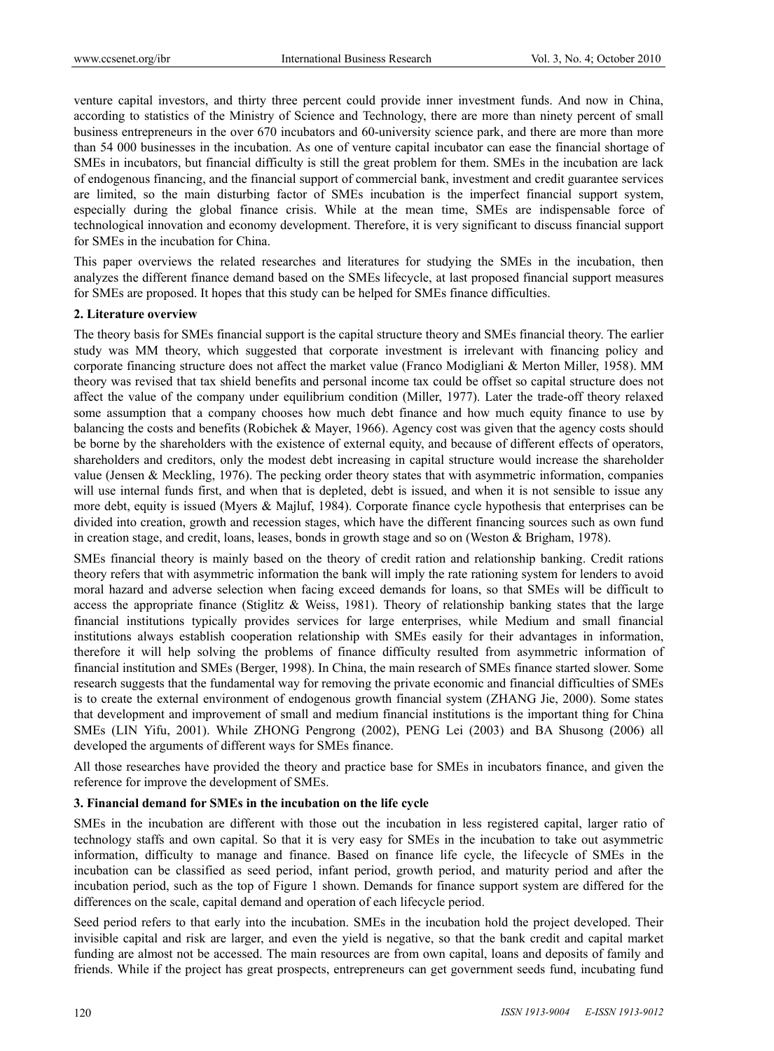venture capital investors, and thirty three percent could provide inner investment funds. And now in China, according to statistics of the Ministry of Science and Technology, there are more than ninety percent of small business entrepreneurs in the over 670 incubators and 60-university science park, and there are more than more than 54 000 businesses in the incubation. As one of venture capital incubator can ease the financial shortage of SMEs in incubators, but financial difficulty is still the great problem for them. SMEs in the incubation are lack of endogenous financing, and the financial support of commercial bank, investment and credit guarantee services are limited, so the main disturbing factor of SMEs incubation is the imperfect financial support system, especially during the global finance crisis. While at the mean time, SMEs are indispensable force of technological innovation and economy development. Therefore, it is very significant to discuss financial support for SMEs in the incubation for China.

This paper overviews the related researches and literatures for studying the SMEs in the incubation, then analyzes the different finance demand based on the SMEs lifecycle, at last proposed financial support measures for SMEs are proposed. It hopes that this study can be helped for SMEs finance difficulties.

## 2. Literature overview

The theory basis for SMEs financial support is the capital structure theory and SMEs financial theory. The earlier study was MM theory, which suggested that corporate investment is irrelevant with financing policy and corporate financing structure does not affect the market value (Franco Modigliani & Merton Miller, 1958). MM theory was revised that tax shield benefits and personal income tax could be offset so capital structure does not affect the value of the company under equilibrium condition (Miller, 1977). Later the trade-off theory relaxed some assumption that a company chooses how much debt finance and how much equity finance to use by balancing the costs and benefits (Robichek & Mayer, 1966). Agency cost was given that the agency costs should be borne by the shareholders with the existence of external equity, and because of different effects of operators, shareholders and creditors, only the modest debt increasing in capital structure would increase the shareholder value (Jensen & Meckling, 1976). The pecking order theory states that with asymmetric information, companies will use internal funds first, and when that is depleted, debt is issued, and when it is not sensible to issue any more debt, equity is issued (Myers & Majluf, 1984). Corporate finance cycle hypothesis that enterprises can be divided into creation, growth and recession stages, which have the different financing sources such as own fund in creation stage, and credit, loans, leases, bonds in growth stage and so on (Weston & Brigham, 1978).

SMEs financial theory is mainly based on the theory of credit ration and relationship banking. Credit rations theory refers that with asymmetric information the bank will imply the rate rationing system for lenders to avoid moral hazard and adverse selection when facing exceed demands for loans, so that SMEs will be difficult to access the appropriate finance (Stiglitz & Weiss, 1981). Theory of relationship banking states that the large financial institutions typically provides services for large enterprises, while Medium and small financial institutions always establish cooperation relationship with SMEs easily for their advantages in information, therefore it will help solving the problems of finance difficulty resulted from asymmetric information of financial institution and SMEs (Berger, 1998). In China, the main research of SMEs finance started slower. Some research suggests that the fundamental way for removing the private economic and financial difficulties of SMEs is to create the external environment of endogenous growth financial system (ZHANG Jie, 2000). Some states that development and improvement of small and medium financial institutions is the important thing for China SMEs (LIN Yifu, 2001). While ZHONG Pengrong (2002), PENG Lei (2003) and BA Shusong (2006) all developed the arguments of different ways for SMEs finance.

All those researches have provided the theory and practice base for SMEs in incubators finance, and given the reference for improve the development of SMEs.

## 3. Financial demand for SMEs in the incubation on the life cycle

SMEs in the incubation are different with those out the incubation in less registered capital, larger ratio of technology staffs and own capital. So that it is very easy for SMEs in the incubation to take out asymmetric information, difficulty to manage and finance. Based on finance life cycle, the lifecycle of SMEs in the incubation can be classified as seed period, infant period, growth period, and maturity period and after the incubation period, such as the top of Figure 1 shown. Demands for finance support system are differed for the differences on the scale, capital demand and operation of each lifecycle period.

Seed period refers to that early into the incubation. SMEs in the incubation hold the project developed. Their invisible capital and risk are larger, and even the yield is negative, so that the bank credit and capital market funding are almost not be accessed. The main resources are from own capital, loans and deposits of family and friends. While if the project has great prospects, entrepreneurs can get government seeds fund, incubating fund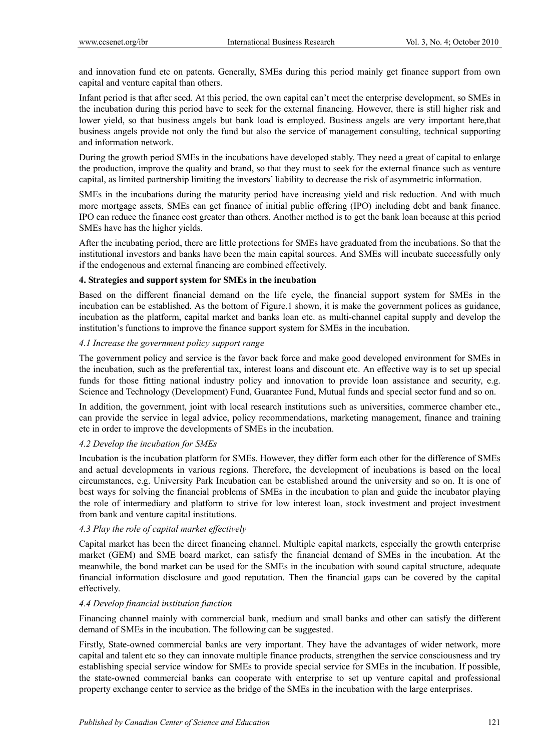and innovation fund etc on patents. Generally, SMEs during this period mainly get finance support from own capital and venture capital than others.

Infant period is that after seed. At this period, the own capital can't meet the enterprise development, so SMEs in the incubation during this period have to seek for the external financing. However, there is still higher risk and lower yield, so that business angels but bank load is employed. Business angels are very important here,that business angels provide not only the fund but also the service of management consulting, technical supporting and information network.

During the growth period SMEs in the incubations have developed stably. They need a great of capital to enlarge the production, improve the quality and brand, so that they must to seek for the external finance such as venture capital, as limited partnership limiting the investors' liability to decrease the risk of asymmetric information.

SMEs in the incubations during the maturity period have increasing yield and risk reduction. And with much more mortgage assets, SMEs can get finance of initial public offering (IPO) including debt and bank finance. IPO can reduce the finance cost greater than others. Another method is to get the bank loan because at this period SMEs have has the higher yields.

After the incubating period, there are little protections for SMEs have graduated from the incubations. So that the institutional investors and banks have been the main capital sources. And SMEs will incubate successfully only if the endogenous and external financing are combined effectively.

## 4. Strategies and support system for SMEs in the incubation

Based on the different financial demand on the life cycle, the financial support system for SMEs in the incubation can be established. As the bottom of Figure.1 shown, it is make the government polices as guidance, incubation as the platform, capital market and banks loan etc. as multi-channel capital supply and develop the institution's functions to improve the finance support system for SMEs in the incubation.

### *4.1 Increase the government policy support range*

The government policy and service is the favor back force and make good developed environment for SMEs in the incubation, such as the preferential tax, interest loans and discount etc. An effective way is to set up special funds for those fitting national industry policy and innovation to provide loan assistance and security, e.g. Science and Technology (Development) Fund, Guarantee Fund, Mutual funds and special sector fund and so on.

In addition, the government, joint with local research institutions such as universities, commerce chamber etc., can provide the service in legal advice, policy recommendations, marketing management, finance and training etc in order to improve the developments of SMEs in the incubation.

### *4.2 Develop the incubation for SMEs*

Incubation is the incubation platform for SMEs. However, they differ form each other for the difference of SMEs and actual developments in various regions. Therefore, the development of incubations is based on the local circumstances, e.g. University Park Incubation can be established around the university and so on. It is one of best ways for solving the financial problems of SMEs in the incubation to plan and guide the incubator playing the role of intermediary and platform to strive for low interest loan, stock investment and project investment from bank and venture capital institutions.

### *4.3 Play the role of capital market effectively*

Capital market has been the direct financing channel. Multiple capital markets, especially the growth enterprise market (GEM) and SME board market, can satisfy the financial demand of SMEs in the incubation. At the meanwhile, the bond market can be used for the SMEs in the incubation with sound capital structure, adequate financial information disclosure and good reputation. Then the financial gaps can be covered by the capital effectively.

### *4.4 Develop financial institution function*

Financing channel mainly with commercial bank, medium and small banks and other can satisfy the different demand of SMEs in the incubation. The following can be suggested.

Firstly, State-owned commercial banks are very important. They have the advantages of wider network, more capital and talent etc so they can innovate multiple finance products, strengthen the service consciousness and try establishing special service window for SMEs to provide special service for SMEs in the incubation. If possible, the state-owned commercial banks can cooperate with enterprise to set up venture capital and professional property exchange center to service as the bridge of the SMEs in the incubation with the large enterprises.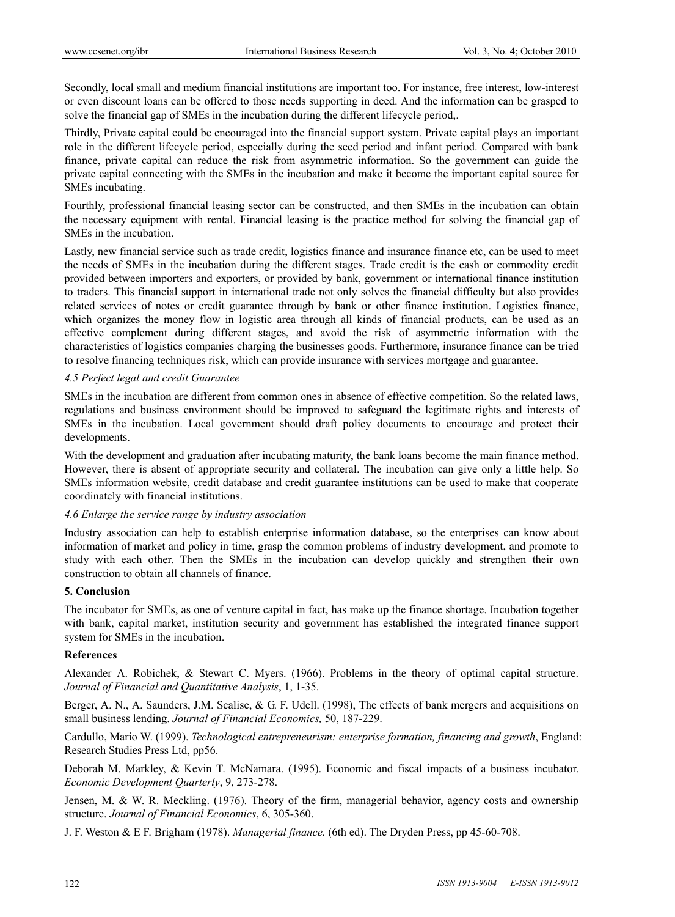Secondly, local small and medium financial institutions are important too. For instance, free interest, low-interest or even discount loans can be offered to those needs supporting in deed. And the information can be grasped to solve the financial gap of SMEs in the incubation during the different lifecycle period,.

Thirdly, Private capital could be encouraged into the financial support system. Private capital plays an important role in the different lifecycle period, especially during the seed period and infant period. Compared with bank finance, private capital can reduce the risk from asymmetric information. So the government can guide the private capital connecting with the SMEs in the incubation and make it become the important capital source for SMEs incubating.

Fourthly, professional financial leasing sector can be constructed, and then SMEs in the incubation can obtain the necessary equipment with rental. Financial leasing is the practice method for solving the financial gap of SMEs in the incubation.

Lastly, new financial service such as trade credit, logistics finance and insurance finance etc, can be used to meet the needs of SMEs in the incubation during the different stages. Trade credit is the cash or commodity credit provided between importers and exporters, or provided by bank, government or international finance institution to traders. This financial support in international trade not only solves the financial difficulty but also provides related services of notes or credit guarantee through by bank or other finance institution. Logistics finance, which organizes the money flow in logistic area through all kinds of financial products, can be used as an effective complement during different stages, and avoid the risk of asymmetric information with the characteristics of logistics companies charging the businesses goods. Furthermore, insurance finance can be tried to resolve financing techniques risk, which can provide insurance with services mortgage and guarantee.

### *4.5 Perfect legal and credit Guarantee*

SMEs in the incubation are different from common ones in absence of effective competition. So the related laws, regulations and business environment should be improved to safeguard the legitimate rights and interests of SMEs in the incubation. Local government should draft policy documents to encourage and protect their developments.

With the development and graduation after incubating maturity, the bank loans become the main finance method. However, there is absent of appropriate security and collateral. The incubation can give only a little help. So SMEs information website, credit database and credit guarantee institutions can be used to make that cooperate coordinately with financial institutions.

### *4.6 Enlarge the service range by industry association*

Industry association can help to establish enterprise information database, so the enterprises can know about information of market and policy in time, grasp the common problems of industry development, and promote to study with each other. Then the SMEs in the incubation can develop quickly and strengthen their own construction to obtain all channels of finance.

## 5. Conclusion

The incubator for SMEs, as one of venture capital in fact, has make up the finance shortage. Incubation together with bank, capital market, institution security and government has established the integrated finance support system for SMEs in the incubation.

## References

Alexander A. Robichek, & Stewart C. Myers. (1966). Problems in the theory of optimal capital structure. *Journal of Financial and Quantitative Analysis*, 1, 1-35.

Berger, A. N., A. Saunders, J.M. Scalise, & G. F. Udell. (1998), The effects of bank mergers and acquisitions on small business lending. *Journal of Financial Economics,* 50, 187-229.

Cardullo, Mario W. (1999). *Technological entrepreneurism: enterprise formation, financing and growth*, England: Research Studies Press Ltd, pp56.

Deborah M. Markley, & Kevin T. McNamara. (1995). Economic and fiscal impacts of a business incubator. *Economic Development Quarterly*, 9, 273-278.

Jensen, M. & W. R. Meckling. (1976). Theory of the firm, managerial behavior, agency costs and ownership structure. *Journal of Financial Economics*, 6, 305-360.

J. F. Weston & E F. Brigham (1978). *Managerial finance.* (6th ed). The Dryden Press, pp 45-60-708.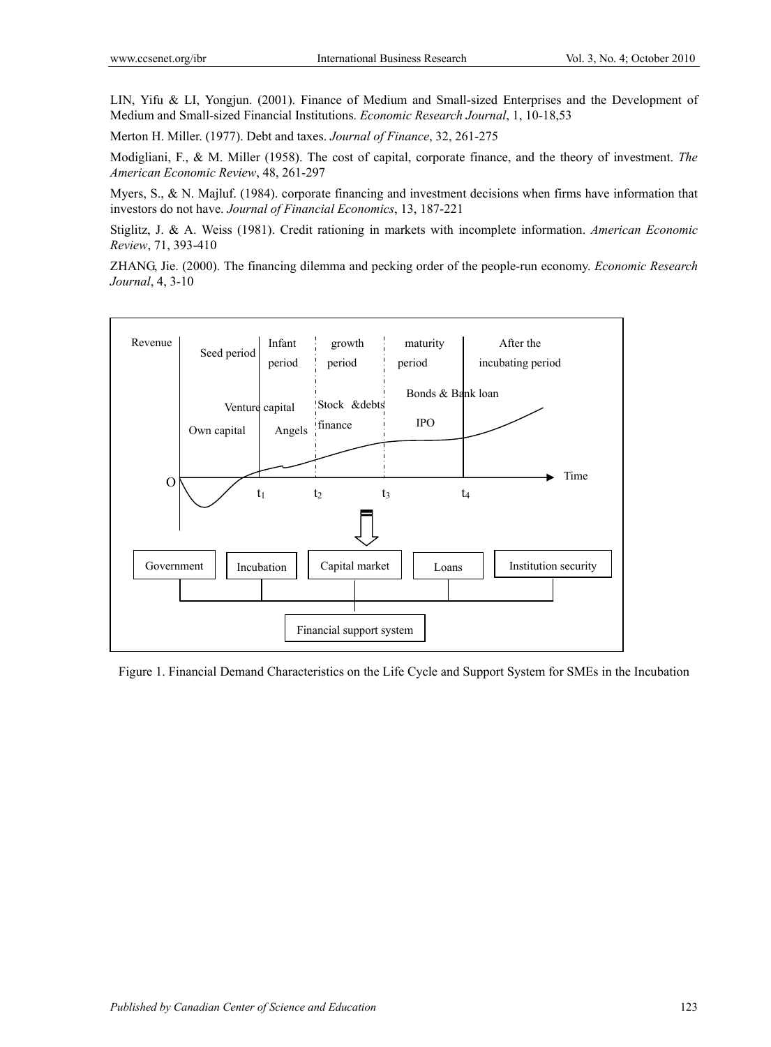LIN, Yifu & LI, Yongjun. (2001). Finance of Medium and Small-sized Enterprises and the Development of Medium and Small-sized Financial Institutions. *Economic Research Journal*, 1, 10-18,53

Merton H. Miller. (1977). Debt and taxes. *Journal of Finance*, 32, 261-275

Modigliani, F., & M. Miller (1958). The cost of capital, corporate finance, and the theory of investment. *The American Economic Review*, 48, 261-297

Myers, S., & N. Majluf. (1984). corporate financing and investment decisions when firms have information that investors do not have. *Journal of Financial Economics*, 13, 187-221

Stiglitz, J. & A. Weiss (1981). Credit rationing in markets with incomplete information. *American Economic Review*, 71, 393-410

ZHANG, Jie. (2000). The financing dilemma and pecking order of the people-run economy. *Economic Research Journal*, 4, 3-10

Revenue

Seed period

Infant period

growth period

maturity period

After the incubating period

Venture capital

Own capital

Angels

Stock &debts finance

Bonds & Bank loan

IPO

O

Time

$t_1$ $t_2$ $t_3$ $t_4$

Government

Incubation

Capital market

Loans

Institution security

Financial support system

Figure 1. Financial Demand Characteristics on the Life Cycle and Support System for SMEs in the Incubation